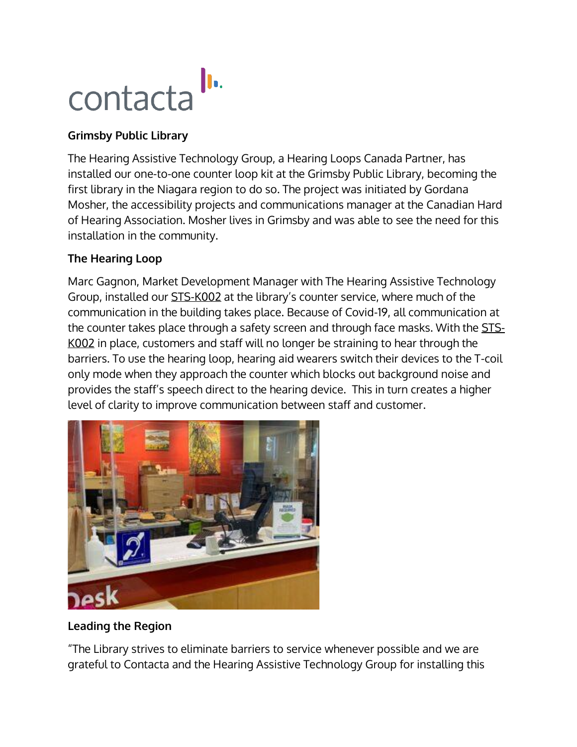contacta

**Grimsby Public Library**

The Hearing Assistive Technology Group, a Hearing Loops Canada Partner, has installed our one-to-one counter loop kit at the Grimsby Public Library, becoming the first library in the Niagara region to do so. The project was initiated by Gordana Mosher, the accessibility projects and communications manager at the Canadian Hard of Hearing Association. Mosher lives in Grimsby and was able to see the need for this installation in the community.

**The Hearing Loop**

Marc Gagnon, Market Development Manager with The Hearing Assistive Technology Group, installed our STS-K002 at the library's counter service, where much of the communication in the building takes place. Because of Covid-19, all communication at the counter takes place through a safety screen and through face masks. With the STS-K002 in place, customers and staff will no longer be straining to hear through the barriers. To use the hearing loop, hearing aid wearers switch their devices to the T-coil only mode when they approach the counter which blocks out background noise and provides the staff's speech direct to the hearing device. This in turn creates a higher level of clarity to improve communication between staff and customer.

**Leading the Region**

"The Library strives to eliminate barriers to service whenever possible and we are grateful to Contacta and the Hearing Assistive Technology Group for installing this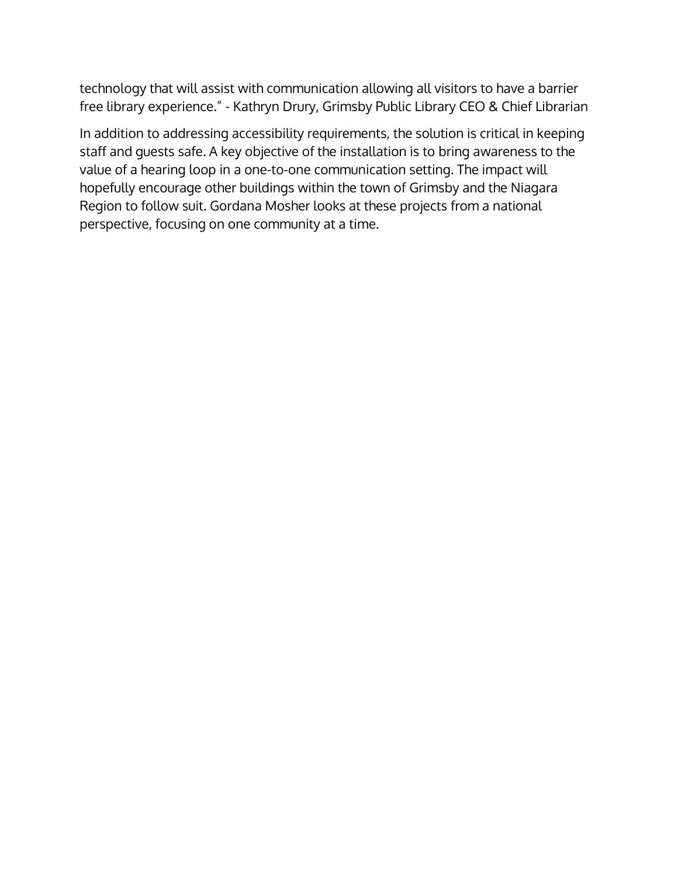technology that will assist with communication allowing all visitors to have a barrier free library experience." - Kathryn Drury, Grimsby Public Library CEO & Chief Librarian

In addition to addressing accessibility requirements, the solution is critical in keeping staff and guests safe. A key objective of the installation is to bring awareness to the value of a hearing loop in a one-to-one communication setting. The impact will hopefully encourage other buildings within the town of Grimsby and the Niagara Region to follow suit. Gordana Mosher looks at these projects from a national perspective, focusing on one community at a time.